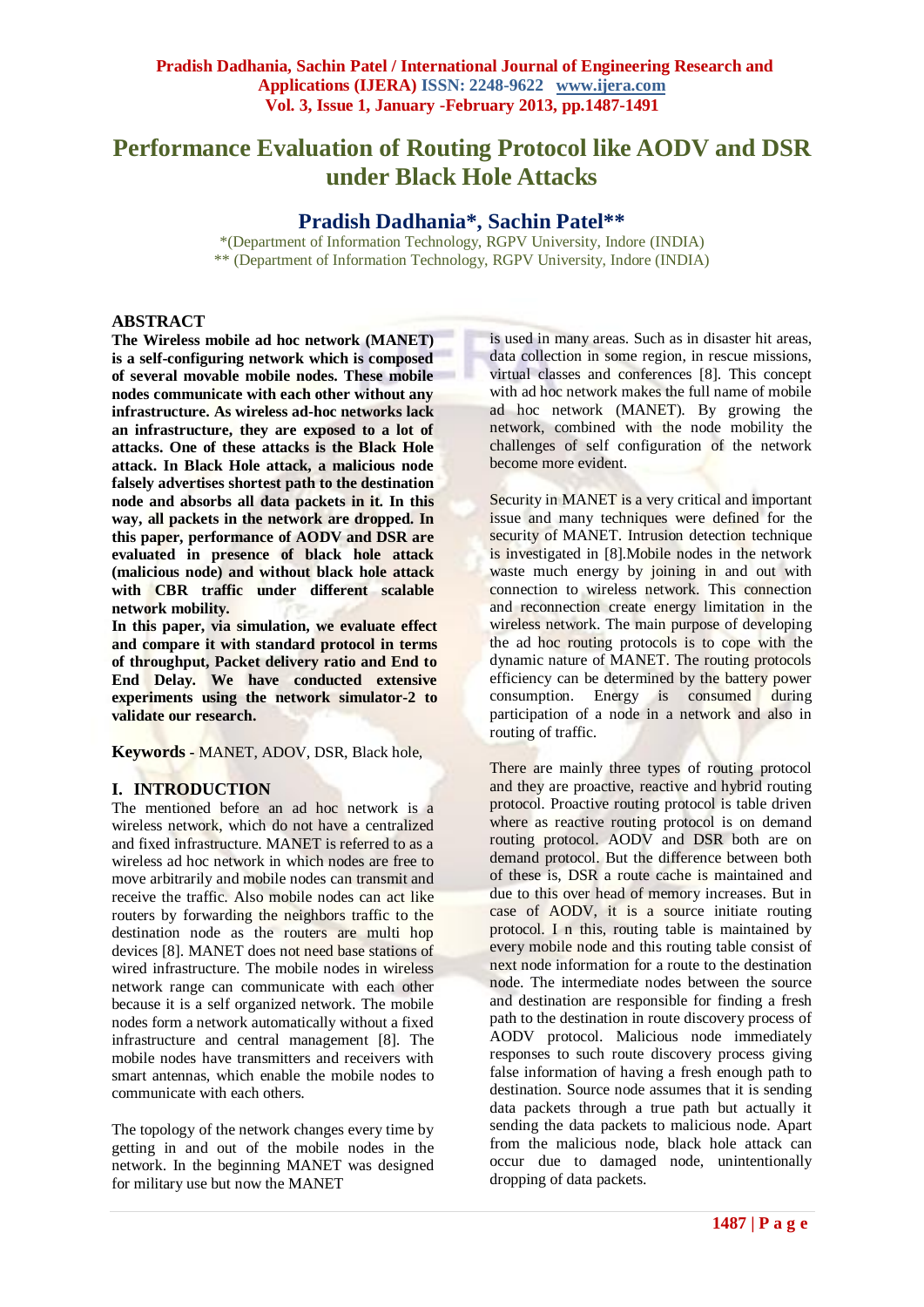# Performance Evaluation of Routing Protocol like AODV and DSR under Black Hole Attacks

## Pradish Dadhania*, Sachin Patel**

*(Department of Information Technology, RGPV University, Indore (INDIA)
** (Department of Information Technology, RGPV University, Indore (INDIA)

## ABSTRACT

**The Wireless mobile ad hoc network (MANET) is a self-configuring network which is composed of several movable mobile nodes. These mobile nodes communicate with each other without any infrastructure. As wireless ad-hoc networks lack an infrastructure, they are exposed to a lot of attacks. One of these attacks is the Black Hole attack. In Black Hole attack, a malicious node falsely advertises shortest path to the destination node and absorbs all data packets in it. In this way, all packets in the network are dropped. In this paper, performance of AODV and DSR are evaluated in presence of black hole attack (malicious node) and without black hole attack with CBR traffic under different scalable network mobility.**

**In this paper, via simulation, we evaluate effect and compare it with standard protocol in terms of throughput, Packet delivery ratio and End to End Delay. We have conducted extensive experiments using the network simulator-2 to validate our research.**

**Keywords** - MANET, ADOV, DSR, Black hole,

## I. INTRODUCTION

The mentioned before an ad hoc network is a wireless network, which do not have a centralized and fixed infrastructure. MANET is referred to as a wireless ad hoc network in which nodes are free to move arbitrarily and mobile nodes can transmit and receive the traffic. Also mobile nodes can act like routers by forwarding the neighbors traffic to the destination node as the routers are multi hop devices [8]. MANET does not need base stations of wired infrastructure. The mobile nodes in wireless network range can communicate with each other because it is a self organized network. The mobile nodes form a network automatically without a fixed infrastructure and central management [8]. The mobile nodes have transmitters and receivers with smart antennas, which enable the mobile nodes to communicate with each others.

The topology of the network changes every time by getting in and out of the mobile nodes in the network. In the beginning MANET was designed for military use but now the MANET is used in many areas. Such as in disaster hit areas, data collection in some region, in rescue missions, virtual classes and conferences [8]. This concept with ad hoc network makes the full name of mobile ad hoc network (MANET). By growing the network, combined with the node mobility the challenges of self configuration of the network become more evident.

Security in MANET is a very critical and important issue and many techniques were defined for the security of MANET. Intrusion detection technique is investigated in [8].Mobile nodes in the network waste much energy by joining in and out with connection to wireless network. This connection and reconnection create energy limitation in the wireless network. The main purpose of developing the ad hoc routing protocols is to cope with the dynamic nature of MANET. The routing protocols efficiency can be determined by the battery power consumption. Energy is consumed during participation of a node in a network and also in routing of traffic.

There are mainly three types of routing protocol and they are proactive, reactive and hybrid routing protocol. Proactive routing protocol is table driven where as reactive routing protocol is on demand routing protocol. AODV and DSR both are on demand protocol. But the difference between both of these is, DSR a route cache is maintained and due to this over head of memory increases. But in case of AODV, it is a source initiate routing protocol. I n this, routing table is maintained by every mobile node and this routing table consist of next node information for a route to the destination node. The intermediate nodes between the source and destination are responsible for finding a fresh path to the destination in route discovery process of AODV protocol. Malicious node immediately responses to such route discovery process giving false information of having a fresh enough path to destination. Source node assumes that it is sending data packets through a true path but actually it sending the data packets to malicious node. Apart from the malicious node, black hole attack can occur due to damaged node, unintentionally dropping of data packets.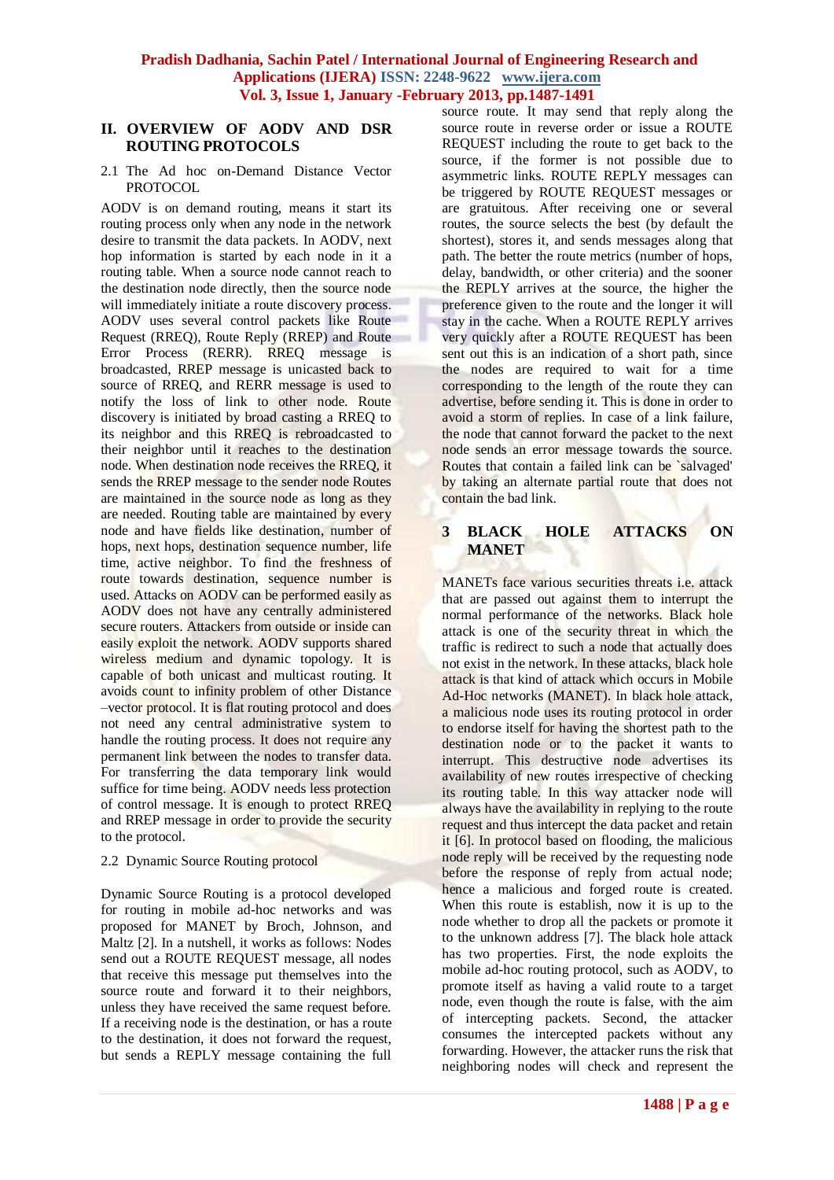## II. OVERVIEW OF AODV AND DSR ROUTING PROTOCOLS

### 2.1 The Ad hoc on-Demand Distance Vector PROTOCOL

AODV is on demand routing, means it start its routing process only when any node in the network desire to transmit the data packets. In AODV, next hop information is started by each node in it a routing table. When a source node cannot reach to the destination node directly, then the source node will immediately initiate a route discovery process. AODV uses several control packets like Route Request (RREQ), Route Reply (RREP) and Route Error Process (RERR). RREQ message is broadcasted, RREP message is unicasted back to source of RREQ, and RERR message is used to notify the loss of link to other node. Route discovery is initiated by broad casting a RREQ to its neighbor and this RREQ is rebroadcasted to their neighbor until it reaches to the destination node. When destination node receives the RREQ, it sends the RREP message to the sender node Routes are maintained in the source node as long as they are needed. Routing table are maintained by every node and have fields like destination, number of hops, next hops, destination sequence number, life time, active neighbor. To find the freshness of route towards destination, sequence number is used. Attacks on AODV can be performed easily as AODV does not have any centrally administered secure routers. Attackers from outside or inside can easily exploit the network. AODV supports shared wireless medium and dynamic topology. It is capable of both unicast and multicast routing. It avoids count to infinity problem of other Distance –vector protocol. It is flat routing protocol and does not need any central administrative system to handle the routing process. It does not require any permanent link between the nodes to transfer data. For transferring the data temporary link would suffice for time being. AODV needs less protection of control message. It is enough to protect RREQ and RREP message in order to provide the security to the protocol.

### 2.2 Dynamic Source Routing protocol

Dynamic Source Routing is a protocol developed for routing in mobile ad-hoc networks and was proposed for MANET by Broch, Johnson, and Maltz [2]. In a nutshell, it works as follows: Nodes send out a ROUTE REQUEST message, all nodes that receive this message put themselves into the source route and forward it to their neighbors, unless they have received the same request before. If a receiving node is the destination, or has a route to the destination, it does not forward the request, but sends a REPLY message containing the full source route. It may send that reply along the source route in reverse order or issue a ROUTE REQUEST including the route to get back to the source, if the former is not possible due to asymmetric links. ROUTE REPLY messages can be triggered by ROUTE REQUEST messages or are gratuitous. After receiving one or several routes, the source selects the best (by default the shortest), stores it, and sends messages along that path. The better the route metrics (number of hops, delay, bandwidth, or other criteria) and the sooner the REPLY arrives at the source, the higher the preference given to the route and the longer it will stay in the cache. When a ROUTE REPLY arrives very quickly after a ROUTE REQUEST has been sent out this is an indication of a short path, since the nodes are required to wait for a time corresponding to the length of the route they can advertise, before sending it. This is done in order to avoid a storm of replies. In case of a link failure, the node that cannot forward the packet to the next node sends an error message towards the source. Routes that contain a failed link can be `salvaged' by taking an alternate partial route that does not contain the bad link.

## 3 BLACK HOLE ATTACKS ON MANET

MANETs face various securities threats i.e. attack that are passed out against them to interrupt the normal performance of the networks. Black hole attack is one of the security threat in which the traffic is redirect to such a node that actually does not exist in the network. In these attacks, black hole attack is that kind of attack which occurs in Mobile Ad-Hoc networks (MANET). In black hole attack, a malicious node uses its routing protocol in order to endorse itself for having the shortest path to the destination node or to the packet it wants to interrupt. This destructive node advertises its availability of new routes irrespective of checking its routing table. In this way attacker node will always have the availability in replying to the route request and thus intercept the data packet and retain it [6]. In protocol based on flooding, the malicious node reply will be received by the requesting node before the response of reply from actual node; hence a malicious and forged route is created. When this route is establish, now it is up to the node whether to drop all the packets or promote it to the unknown address [7]. The black hole attack has two properties. First, the node exploits the mobile ad-hoc routing protocol, such as AODV, to promote itself as having a valid route to a target node, even though the route is false, with the aim of intercepting packets. Second, the attacker consumes the intercepted packets without any forwarding. However, the attacker runs the risk that neighboring nodes will check and represent the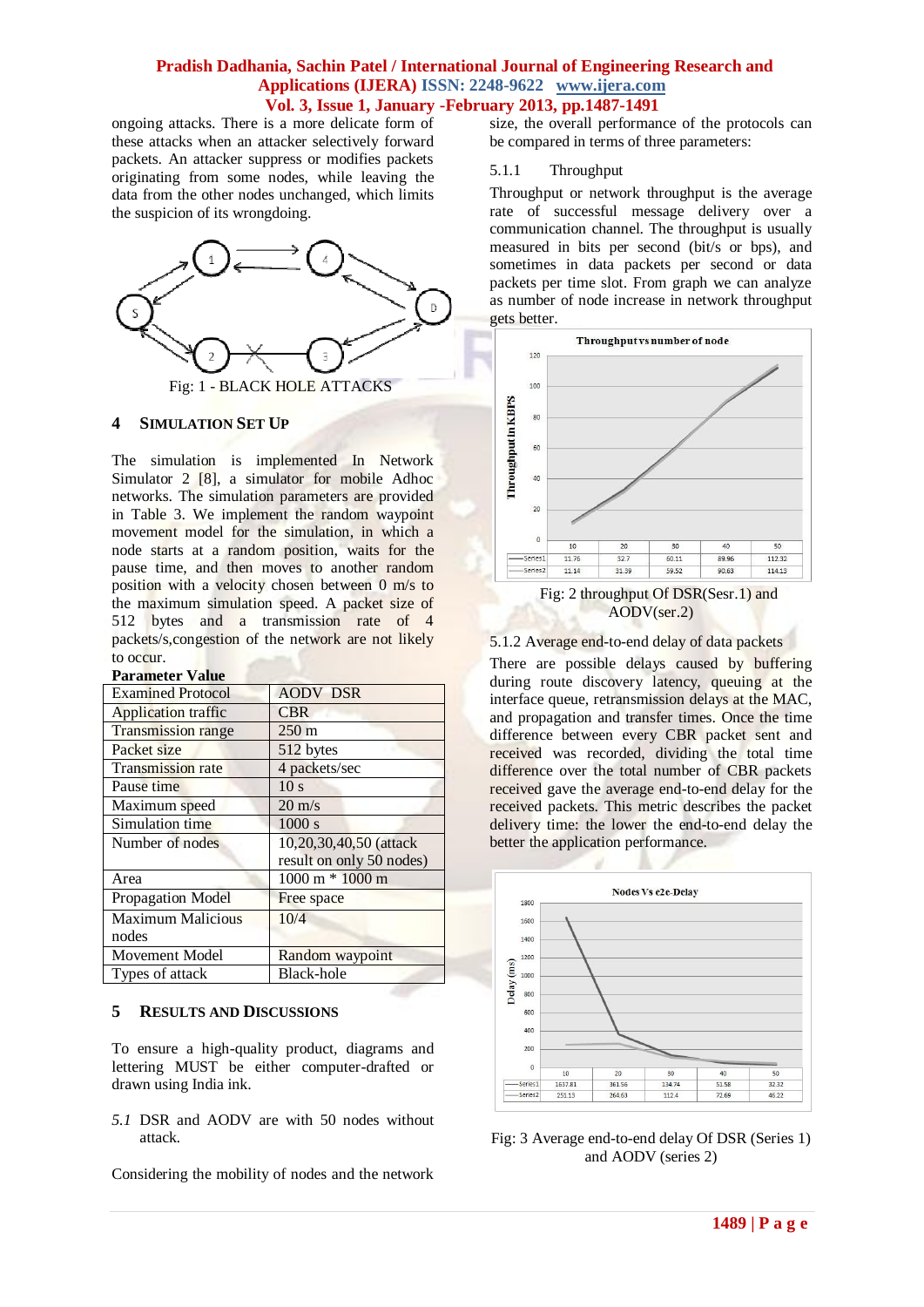ongoing attacks. There is a more delicate form of these attacks when an attacker selectively forward packets. An attacker suppress or modifies packets originating from some nodes, while leaving the data from the other nodes unchanged, which limits the suspicion of its wrongdoing.

Fig: 1 - BLACK HOLE ATTACKS

## 4 SIMULATION SET UP

The simulation is implemented In Network Simulator 2 [8], a simulator for mobile Adhoc networks. The simulation parameters are provided in Table 3. We implement the random waypoint movement model for the simulation, in which a node starts at a random position, waits for the pause time, and then moves to another random position with a velocity chosen between 0 m/s to the maximum simulation speed. A packet size of 512 bytes and a transmission rate of 4 packets/s,congestion of the network are not likely to occur.

| Parameter | Value |
|---|---|
| Examined Protocol | AODV DSR |
| Application traffic | CBR |
| Transmission range | 250 m |
| Packet size | 512 bytes |
| Transmission rate | 4 packets/sec |
| Pause time | 10 s |
| Maximum speed | 20 m/s |
| Simulation time | 1000 s |
| Number of nodes | 10,20,30,40,50 (attack result on only 50 nodes) |
| Area | 1000 m * 1000 m |
| Propagation Model | Free space |
| Maximum Malicious nodes | 10/4 |
| Movement Model | Random waypoint |
| Types of attack | Black-hole |

## 5 RESULTS AND DISCUSSIONS

To ensure a high-quality product, diagrams and lettering MUST be either computer-drafted or drawn using India ink.

*5.1* DSR and AODV are with 50 nodes without attack.

Considering the mobility of nodes and the network size, the overall performance of the protocols can be compared in terms of three parameters:

### 5.1.1 Throughput

Throughput or network throughput is the average rate of successful message delivery over a communication channel. The throughput is usually measured in bits per second (bit/s or bps), and sometimes in data packets per second or data packets per time slot. From graph we can analyze as number of node increase in network throughput gets better.

| | 10 | 20 | 30 | 40 | 50 |
|---|---|---|---|---|---|
| Series1 | 11.76 | 32.7 | 60.11 | 89.96 | 112.32 |
| Series2 | 11.14 | 31.39 | 59.52 | 90.63 | 114.13 |

Fig: 2 throughput Of DSR(Sesr.1) and AODV(ser.2)

### 5.1.2 Average end-to-end delay of data packets

There are possible delays caused by buffering during route discovery latency, queuing at the interface queue, retransmission delays at the MAC, and propagation and transfer times. Once the time difference between every CBR packet sent and received was recorded, dividing the total time difference over the total number of CBR packets received gave the average end-to-end delay for the received packets. This metric describes the packet delivery time: the lower the end-to-end delay the better the application performance.

| | 10 | 20 | 30 | 40 | 50 |
|---|---|---|---|---|---|
| Series1 | 1637.81 | 361.56 | 134.74 | 51.58 | 32.32 |
| Series2 | 251.13 | 264.63 | 112.4 | 72.69 | 46.22 |

Fig: 3 Average end-to-end delay Of DSR (Series 1) and AODV (series 2)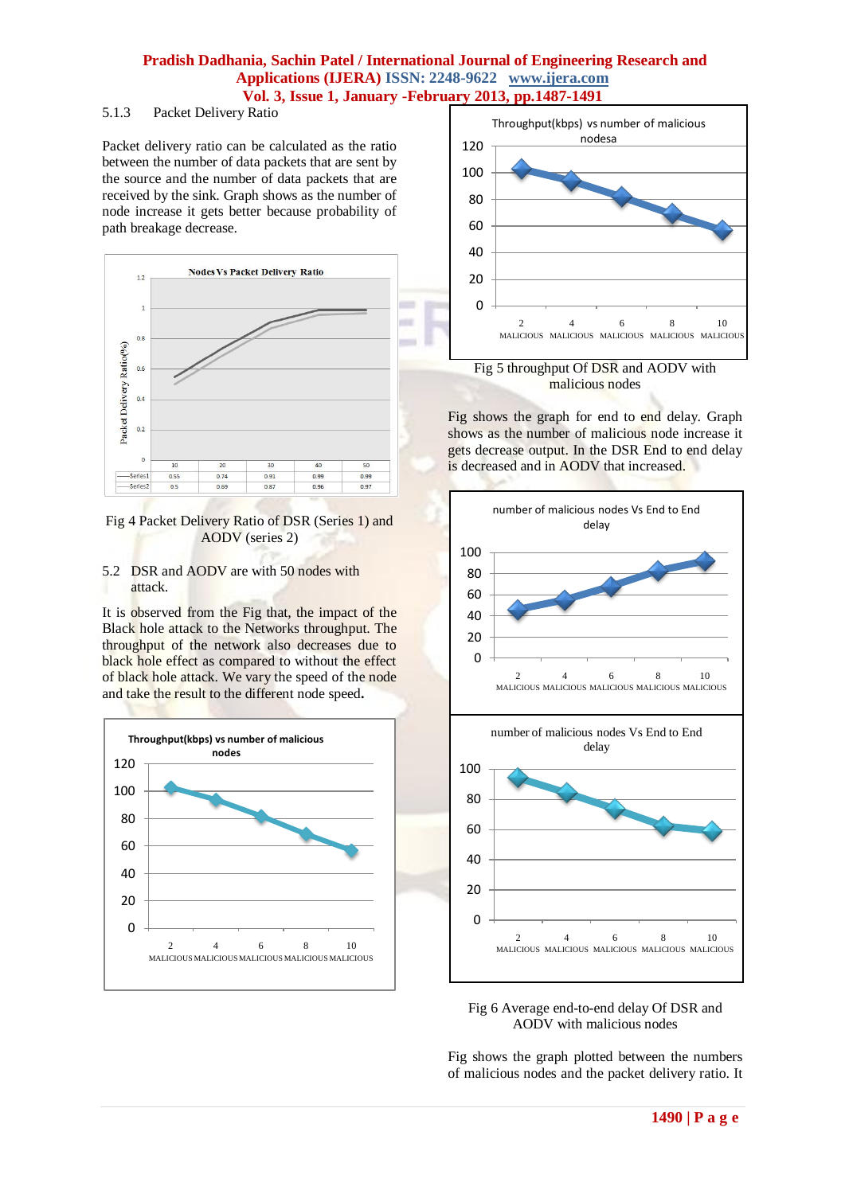### 5.1.3 Packet Delivery Ratio

Packet delivery ratio can be calculated as the ratio between the number of data packets that are sent by the source and the number of data packets that are received by the sink. Graph shows as the number of node increase it gets better because probability of path breakage decrease.

| | 10 | 20 | 30 | 40 | 50 |
|---|---|---|---|---|---|
| Series1 | 0.55 | 0.74 | 0.91 | 0.99 | 0.99 |
| Series2 | 0.5 | 0.69 | 0.87 | 0.96 | 0.97 |

Fig 4 Packet Delivery Ratio of DSR (Series 1) and AODV (series 2)

### 5.2 DSR and AODV are with 50 nodes with attack.

It is observed from the Fig that, the impact of the Black hole attack to the Networks throughput. The throughput of the network also decreases due to black hole effect as compared to without the effect of black hole attack. We vary the speed of the node and take the result to the different node speed**.**

Fig 5 throughput Of DSR and AODV with malicious nodes

Fig shows the graph for end to end delay. Graph shows as the number of malicious node increase it gets decrease output. In the DSR End to end delay is decreased and in AODV that increased.

Fig 6 Average end-to-end delay Of DSR and AODV with malicious nodes

Fig shows the graph plotted between the numbers of malicious nodes and the packet delivery ratio. It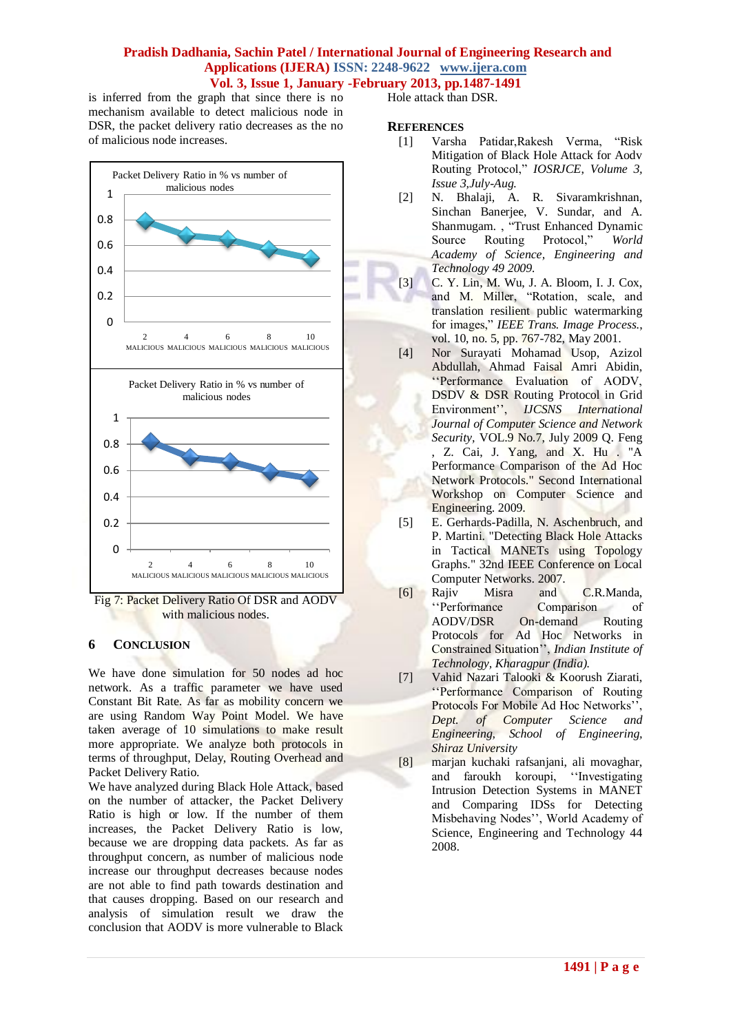is inferred from the graph that since there is no mechanism available to detect malicious node in DSR, the packet delivery ratio decreases as the no of malicious node increases.

Packet Delivery Ratio in % vs number of malicious nodes

1
0.8
0.6
0.4
0.2
0

2 MALICIOUS 4 MALICIOUS 6 MALICIOUS 8 MALICIOUS 10 MALICIOUS

Packet Delivery Ratio in % vs number of malicious nodes

1
0.8
0.6
0.4
0.2
0

2 MALICIOUS 4 MALICIOUS 6 MALICIOUS 8 MALICIOUS 10 MALICIOUS

Fig 7: Packet Delivery Ratio Of DSR and AODV with malicious nodes.

## 6 CONCLUSION

We have done simulation for 50 nodes ad hoc network. As a traffic parameter we have used Constant Bit Rate. As far as mobility concern we are using Random Way Point Model. We have taken average of 10 simulations to make result more appropriate. We analyze both protocols in terms of throughput, Delay, Routing Overhead and Packet Delivery Ratio.

We have analyzed during Black Hole Attack, based on the number of attacker, the Packet Delivery Ratio is high or low. If the number of them increases, the Packet Delivery Ratio is low, because we are dropping data packets. As far as throughput concern, as number of malicious node increase our throughput decreases because nodes are not able to find path towards destination and that causes dropping. Based on our research and analysis of simulation result we draw the conclusion that AODV is more vulnerable to Black Hole attack than DSR.

## REFERENCES

[1] Varsha Patidar,Rakesh Verma, "Risk Mitigation of Black Hole Attack for Aodv Routing Protocol," *IOSRJCE, Volume 3, Issue 3,July-Aug.*

[2] N. Bhalaji, A. R. Sivaramkrishnan, Sinchan Banerjee, V. Sundar, and A. Shanmugam. , "Trust Enhanced Dynamic Source Routing Protocol," *World Academy of Science, Engineering and Technology 49 2009.*

[3] C. Y. Lin, M. Wu, J. A. Bloom, I. J. Cox, and M. Miller, "Rotation, scale, and translation resilient public watermarking for images," *IEEE Trans. Image Process.*, vol. 10, no. 5, pp. 767-782, May 2001.

[4] Nor Surayati Mohamad Usop, Azizol Abdullah, Ahmad Faisal Amri Abidin, ''Performance Evaluation of AODV, DSDV & DSR Routing Protocol in Grid Environment'', *IJCSNS International Journal of Computer Science and Network Security*, VOL.9 No.7, July 2009 Q. Feng , Z. Cai, J. Yang, and X. Hu . "A Performance Comparison of the Ad Hoc Network Protocols." Second International Workshop on Computer Science and Engineering. 2009.

[5] E. Gerhards-Padilla, N. Aschenbruch, and P. Martini. "Detecting Black Hole Attacks in Tactical MANETs using Topology Graphs." 32nd IEEE Conference on Local Computer Networks. 2007.

[6] Rajiv Misra and C.R.Manda, ''Performance Comparison of AODV/DSR On-demand Routing Protocols for Ad Hoc Networks in Constrained Situation'', *Indian Institute of Technology, Kharagpur (India).*

[7] Vahid Nazari Talooki & Koorush Ziarati, ''Performance Comparison of Routing Protocols For Mobile Ad Hoc Networks'', *Dept. of Computer Science and Engineering, School of Engineering, Shiraz University*

[8] marjan kuchaki rafsanjani, ali movaghar, and faroukh koroupi, ''Investigating Intrusion Detection Systems in MANET and Comparing IDSs for Detecting Misbehaving Nodes'', World Academy of Science, Engineering and Technology 44 2008.